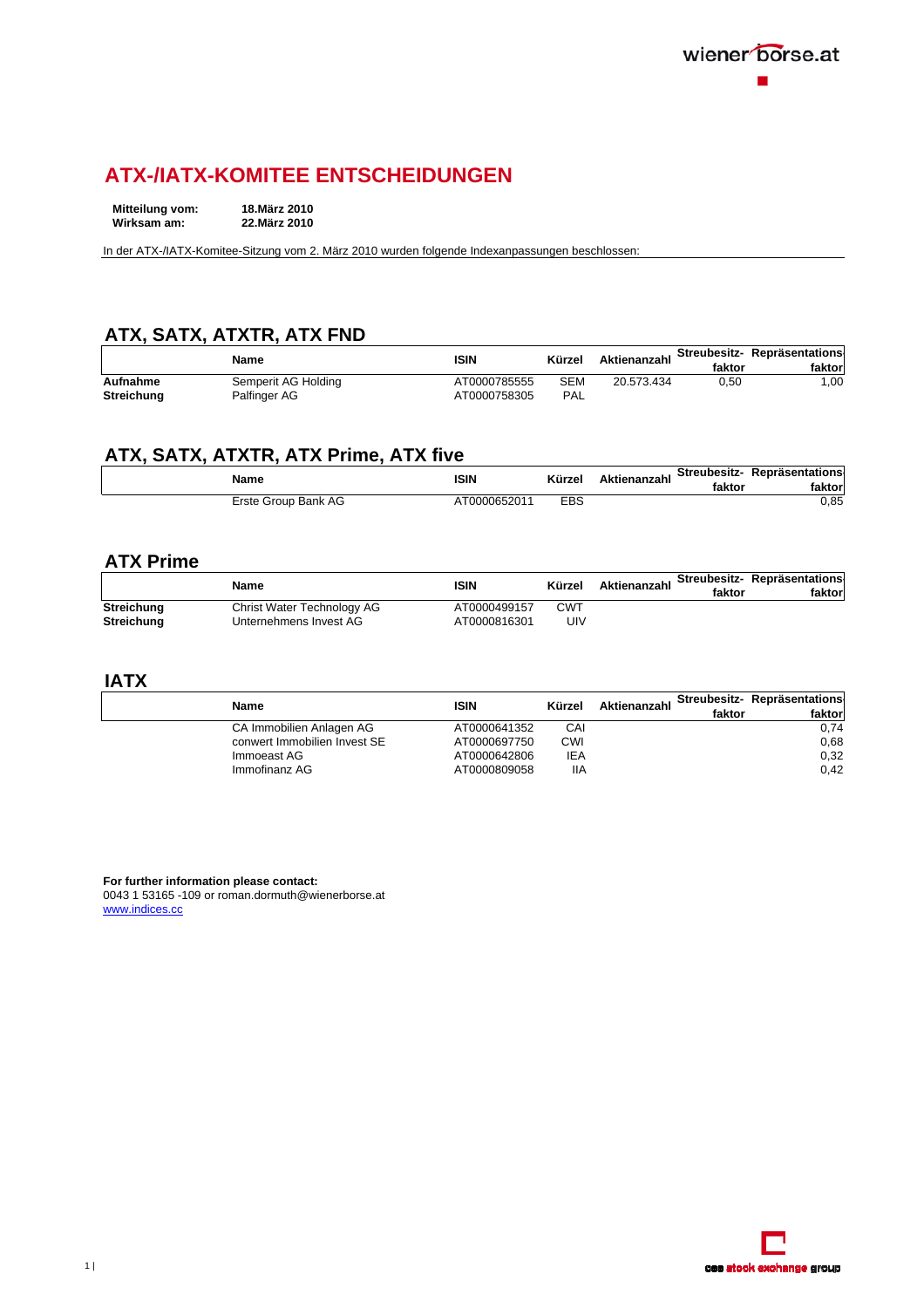# ATX-/IATX-KOMITEE ENTSCHEIDUNGEN

**Mitteilung vom:** **18.März 2010**
**Wirksam am:** **22.März 2010**

In der ATX-/IATX-Komitee-Sitzung vom 2. März 2010 wurden folgende Indexanpassungen beschlossen:

## ATX, SATX, ATXTR, ATX FND

| | Name | ISIN | Kürzel | Aktienanzahl | Streubesitz-faktor | Repräsentations faktor |
|---|---|---|---|---|---|---|
| **Aufnahme** | Semperit AG Holding | AT0000785555 | SEM | 20.573.434 | 0,50 | 1,00 |
| **Streichung** | Palfinger AG | AT0000758305 | PAL | | | |

## ATX, SATX, ATXTR, ATX Prime, ATX five

| | Name | ISIN | Kürzel | Aktienanzahl | Streubesitz-faktor | Repräsentations faktor |
|---|---|---|---|---|---|---|
| | Erste Group Bank AG | AT0000652011 | EBS | | | 0,85 |

## ATX Prime

| | Name | ISIN | Kürzel | Aktienanzahl | Streubesitz-faktor | Repräsentations faktor |
|---|---|---|---|---|---|---|
| **Streichung** | Christ Water Technology AG | AT0000499157 | CWT | | | |
| **Streichung** | Unternehmens Invest AG | AT0000816301 | UIV | | | |

## IATX

| | Name | ISIN | Kürzel | Aktienanzahl | Streubesitz-faktor | Repräsentations faktor |
|---|---|---|---|---|---|---|
| | CA Immobilien Anlagen AG | AT0000641352 | CAI | | | 0,74 |
| | conwert Immobilien Invest SE | AT0000697750 | CWI | | | 0,68 |
| | Immoeast AG | AT0000642806 | IEA | | | 0,32 |
| | Immofinanz AG | AT0000809058 | IIA | | | 0,42 |

**For further information please contact:**
0043 1 53165 -109 or roman.dormuth@wienerborse.at
www.indices.cc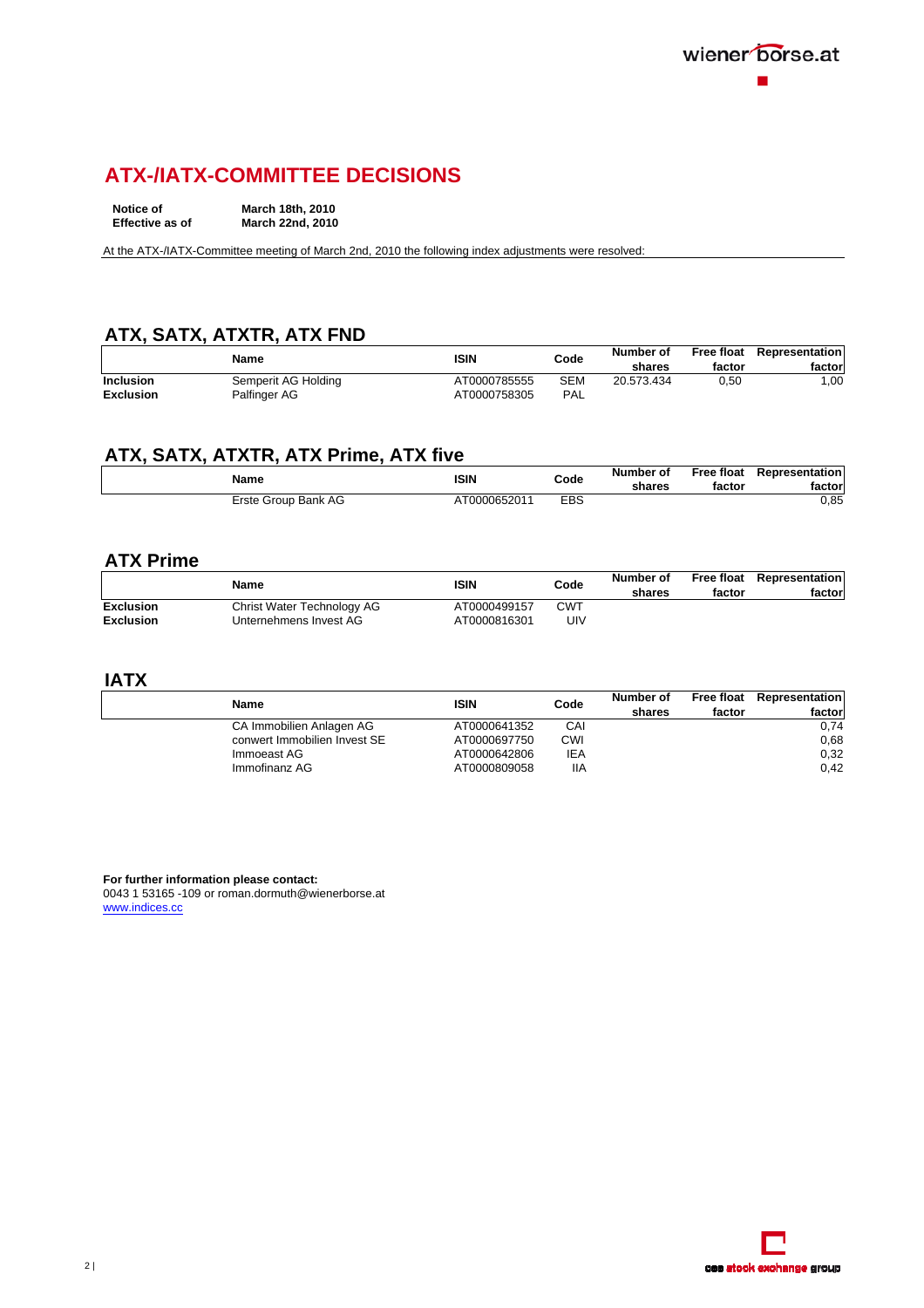# ATX-/IATX-COMMITTEE DECISIONS

| | |
|---|---|
| **Notice of** | **March 18th, 2010** |
| **Effective as of** | **March 22nd, 2010** |

At the ATX-/IATX-Committee meeting of March 2nd, 2010 the following index adjustments were resolved:

## ATX, SATX, ATXTR, ATX FND

| | Name | ISIN | Code | Number of shares | Free float factor | Representation factor |
|---|---|---|---|---|---|---|
| **Inclusion** | Semperit AG Holding | AT0000785555 | SEM | 20.573.434 | 0,50 | 1,00 |
| **Exclusion** | Palfinger AG | AT0000758305 | PAL | | | |

## ATX, SATX, ATXTR, ATX Prime, ATX five

| | Name | ISIN | Code | Number of shares | Free float factor | Representation factor |
|---|---|---|---|---|---|---|
| | Erste Group Bank AG | AT0000652011 | EBS | | | 0,85 |

## ATX Prime

| | Name | ISIN | Code | Number of shares | Free float factor | Representation factor |
|---|---|---|---|---|---|---|
| **Exclusion** | Christ Water Technology AG | AT0000499157 | CWT | | | |
| **Exclusion** | Unternehmens Invest AG | AT0000816301 | UIV | | | |

## IATX

| | Name | ISIN | Code | Number of shares | Free float factor | Representation factor |
|---|---|---|---|---|---|---|
| | CA Immobilien Anlagen AG | AT0000641352 | CAI | | | 0,74 |
| | conwert Immobilien Invest SE | AT0000697750 | CWI | | | 0,68 |
| | Immoeast AG | AT0000642806 | IEA | | | 0,32 |
| | Immofinanz AG | AT0000809058 | IIA | | | 0,42 |

**For further information please contact:**
0043 1 53165 -109 or roman.dormuth@wienerborse.at
www.indices.cc